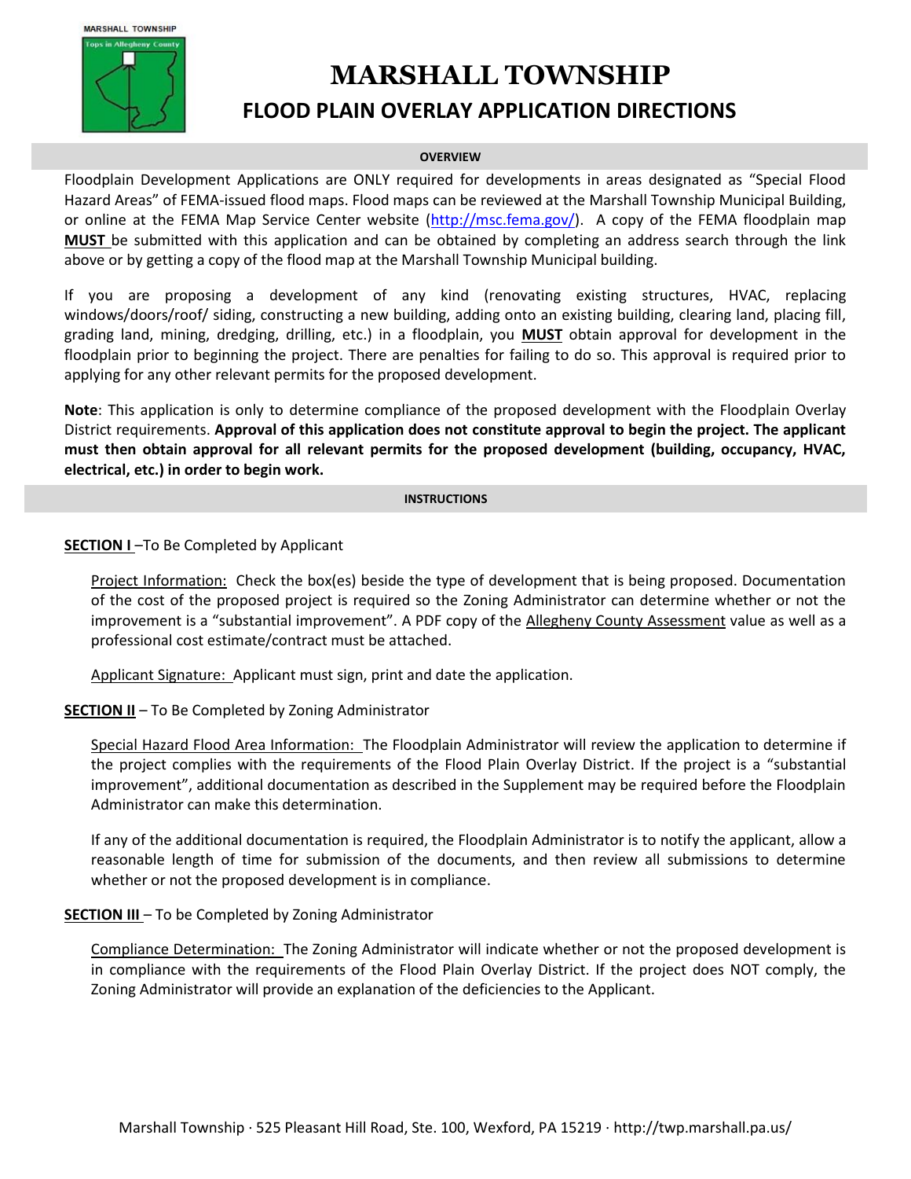MARSHALL TOWNSHIP

Tops in Allegheny County

# MARSHALL TOWNSHIP

## FLOOD PLAIN OVERLAY APPLICATION DIRECTIONS

### OVERVIEW

Floodplain Development Applications are ONLY required for developments in areas designated as "Special Flood Hazard Areas" of FEMA-issued flood maps. Flood maps can be reviewed at the Marshall Township Municipal Building, or online at the FEMA Map Service Center website (http://msc.fema.gov/). A copy of the FEMA floodplain map **MUST** be submitted with this application and can be obtained by completing an address search through the link above or by getting a copy of the flood map at the Marshall Township Municipal building.

If you are proposing a development of any kind (renovating existing structures, HVAC, replacing windows/doors/roof/ siding, constructing a new building, adding onto an existing building, clearing land, placing fill, grading land, mining, dredging, drilling, etc.) in a floodplain, you **MUST** obtain approval for development in the floodplain prior to beginning the project. There are penalties for failing to do so. This approval is required prior to applying for any other relevant permits for the proposed development.

**Note**: This application is only to determine compliance of the proposed development with the Floodplain Overlay District requirements. **Approval of this application does not constitute approval to begin the project. The applicant must then obtain approval for all relevant permits for the proposed development (building, occupancy, HVAC, electrical, etc.) in order to begin work.**

### INSTRUCTIONS

**SECTION I** –To Be Completed by Applicant

Project Information: Check the box(es) beside the type of development that is being proposed. Documentation of the cost of the proposed project is required so the Zoning Administrator can determine whether or not the improvement is a "substantial improvement". A PDF copy of the Allegheny County Assessment value as well as a professional cost estimate/contract must be attached.

Applicant Signature: Applicant must sign, print and date the application.

**SECTION II** – To Be Completed by Zoning Administrator

Special Hazard Flood Area Information: The Floodplain Administrator will review the application to determine if the project complies with the requirements of the Flood Plain Overlay District. If the project is a "substantial improvement", additional documentation as described in the Supplement may be required before the Floodplain Administrator can make this determination.

If any of the additional documentation is required, the Floodplain Administrator is to notify the applicant, allow a reasonable length of time for submission of the documents, and then review all submissions to determine whether or not the proposed development is in compliance.

**SECTION III** – To be Completed by Zoning Administrator

Compliance Determination: The Zoning Administrator will indicate whether or not the proposed development is in compliance with the requirements of the Flood Plain Overlay District. If the project does NOT comply, the Zoning Administrator will provide an explanation of the deficiencies to the Applicant.

Marshall Township · 525 Pleasant Hill Road, Ste. 100, Wexford, PA 15219 · http://twp.marshall.pa.us/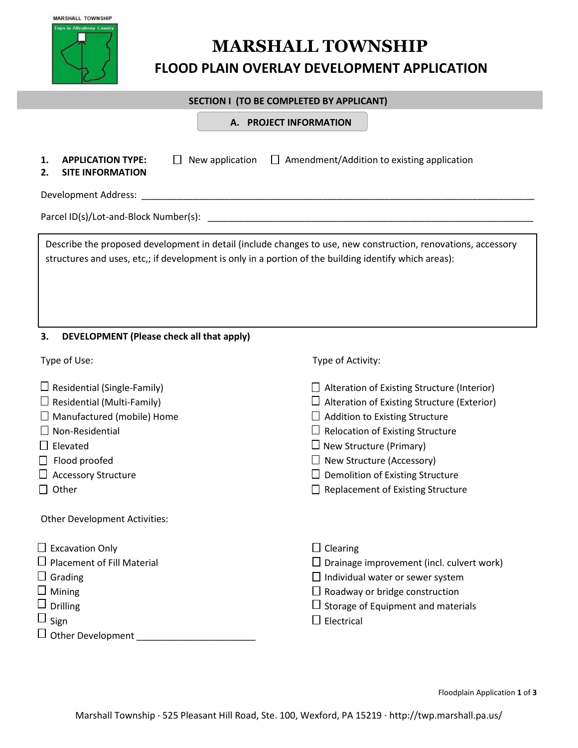# MARSHALL TOWNSHIP

## FLOOD PLAIN OVERLAY DEVELOPMENT APPLICATION

### SECTION I (TO BE COMPLETED BY APPLICANT)

#### A. PROJECT INFORMATION

1. **APPLICATION TYPE:** ☐ New application ☐ Amendment/Addition to existing application
2. **SITE INFORMATION**

Development Address: ______________________________________________________________________________

Parcel ID(s)/Lot-and-Block Number(s): _________________________________________________________________

Describe the proposed development in detail (include changes to use, new construction, renovations, accessory structures and uses, etc,; if development is only in a portion of the building identify which areas):

3. **DEVELOPMENT (Please check all that apply)**

Type of Use:

- ☐ Residential (Single-Family)
- ☐ Residential (Multi-Family)
- ☐ Manufactured (mobile) Home
- ☐ Non-Residential
- ☐ Elevated
- ☐ Flood proofed
- ☐ Accessory Structure
- ☐ Other

Type of Activity:

- ☐ Alteration of Existing Structure (Interior)
- ☐ Alteration of Existing Structure (Exterior)
- ☐ Addition to Existing Structure
- ☐ Relocation of Existing Structure
- ☐ New Structure (Primary)
- ☐ New Structure (Accessory)
- ☐ Demolition of Existing Structure
- ☐ Replacement of Existing Structure

Other Development Activities:

- ☐ Excavation Only
- ☐ Placement of Fill Material
- ☐ Grading
- ☐ Mining
- ☐ Drilling
- ☐ Sign
- ☐ Other Development _______________________
- ☐ Clearing
- ☐ Drainage improvement (incl. culvert work)
- ☐ Individual water or sewer system
- ☐ Roadway or bridge construction
- ☐ Storage of Equipment and materials
- ☐ Electrical

Marshall Township · 525 Pleasant Hill Road, Ste. 100, Wexford, PA 15219 · http://twp.marshall.pa.us/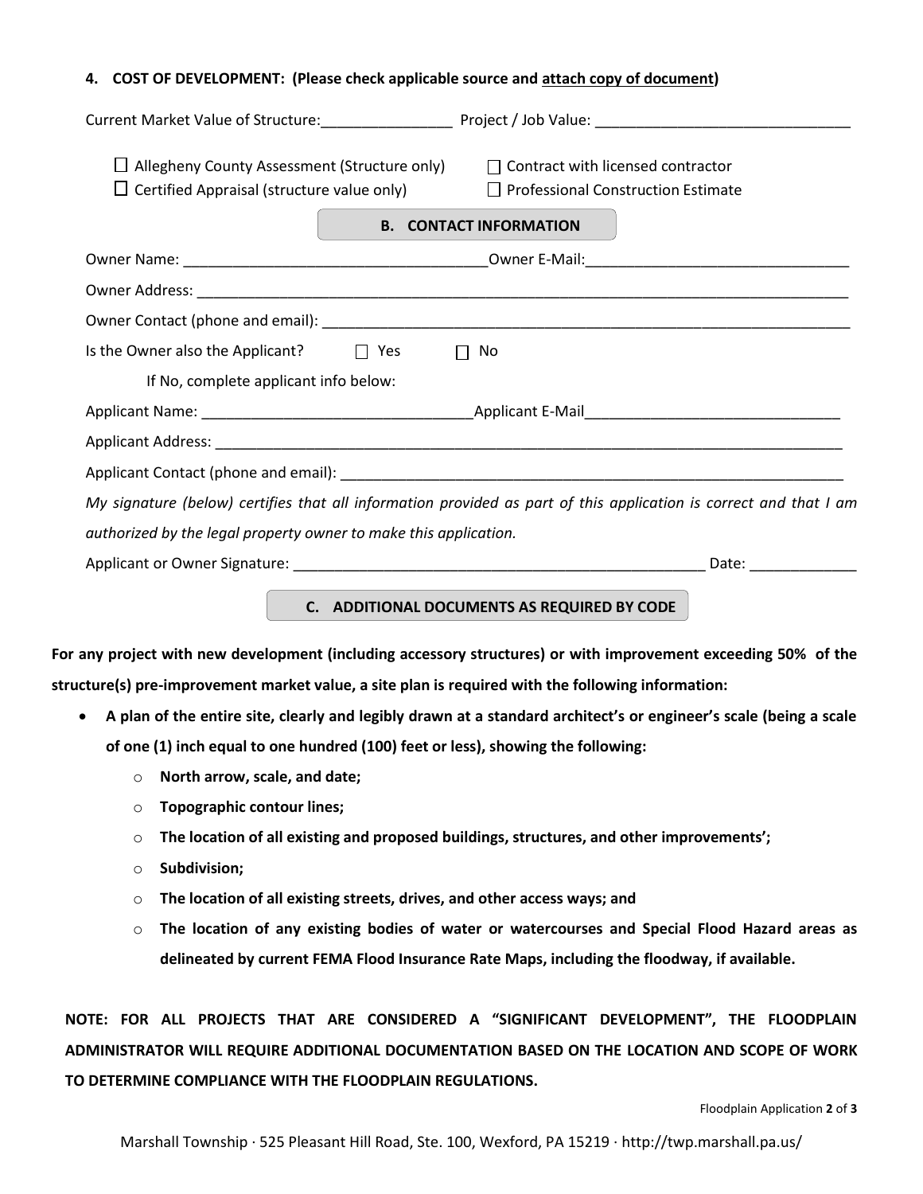**4. COST OF DEVELOPMENT: (Please check applicable source and attach copy of document)**

Current Market Value of Structure:________________ Project / Job Value: _______________________________

☐ Allegheny County Assessment (Structure only) ☐ Contract with licensed contractor
☐ Certified Appraisal (structure value only) ☐ Professional Construction Estimate

## B. CONTACT INFORMATION

Owner Name: ______________________________________Owner E-Mail:_________________________________

Owner Address: _____________________________________________________________________________

Owner Contact (phone and email): ______________________________________________________________

Is the Owner also the Applicant? ☐ Yes ☐ No

If No, complete applicant info below:

Applicant Name: ________________________________Applicant E-Mail______________________________

Applicant Address: ____________________________________________________________________________

Applicant Contact (phone and email): _________________________________________________________

*My signature (below) certifies that all information provided as part of this application is correct and that I am authorized by the legal property owner to make this application.*

Applicant or Owner Signature: ___________________________________________________ Date: _____________

## C. ADDITIONAL DOCUMENTS AS REQUIRED BY CODE

**For any project with new development (including accessory structures) or with improvement exceeding 50% of the structure(s) pre-improvement market value, a site plan is required with the following information:**

- **A plan of the entire site, clearly and legibly drawn at a standard architect's or engineer's scale (being a scale of one (1) inch equal to one hundred (100) feet or less), showing the following:**
  - **North arrow, scale, and date;**
  - **Topographic contour lines;**
  - **The location of all existing and proposed buildings, structures, and other improvements';**
  - **Subdivision;**
  - **The location of all existing streets, drives, and other access ways; and**
  - **The location of any existing bodies of water or watercourses and Special Flood Hazard areas as delineated by current FEMA Flood Insurance Rate Maps, including the floodway, if available.**

**NOTE: FOR ALL PROJECTS THAT ARE CONSIDERED A "SIGNIFICANT DEVELOPMENT", THE FLOODPLAIN ADMINISTRATOR WILL REQUIRE ADDITIONAL DOCUMENTATION BASED ON THE LOCATION AND SCOPE OF WORK TO DETERMINE COMPLIANCE WITH THE FLOODPLAIN REGULATIONS.**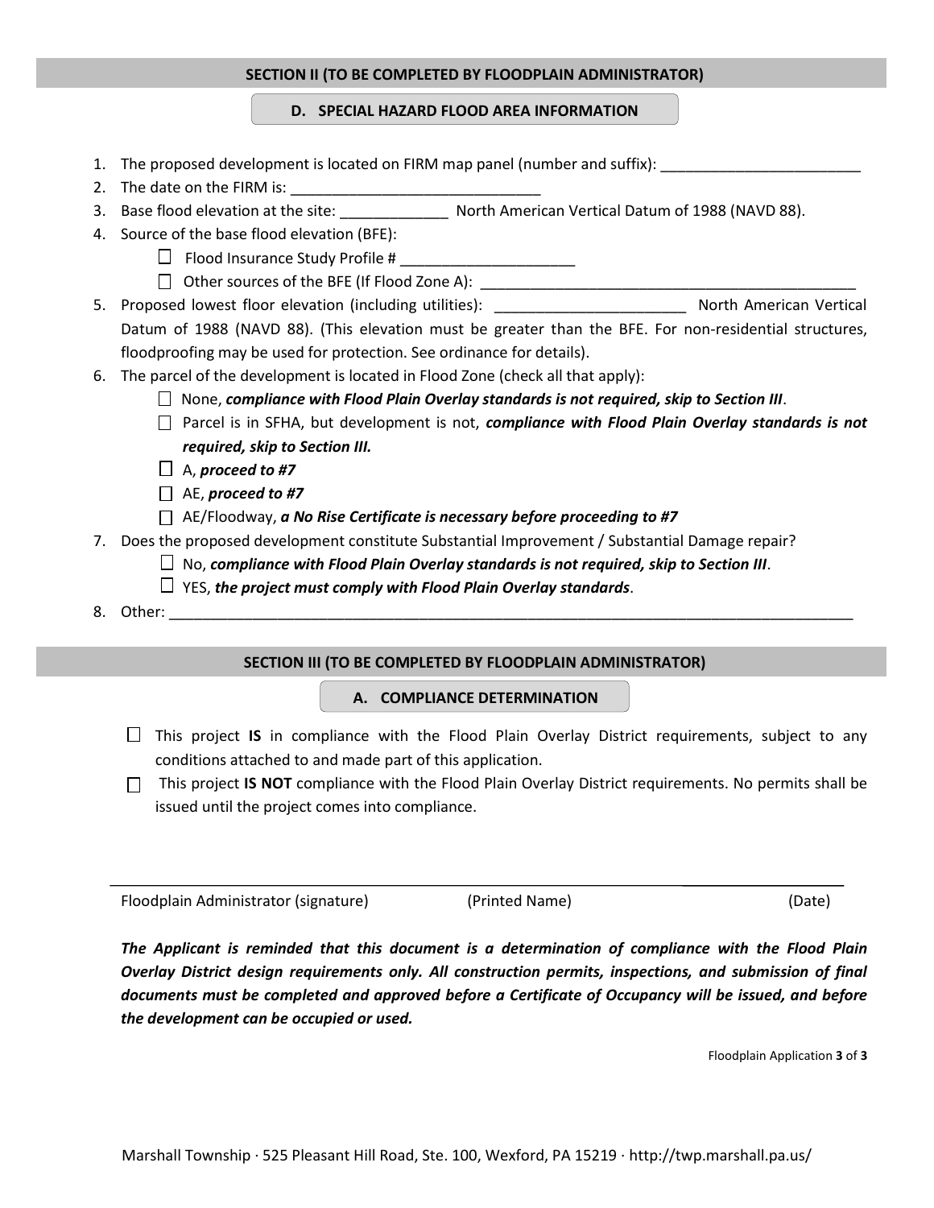## SECTION II (TO BE COMPLETED BY FLOODPLAIN ADMINISTRATOR)

### D. SPECIAL HAZARD FLOOD AREA INFORMATION

1. The proposed development is located on FIRM map panel (number and suffix): ________________________
2. The date on the FIRM is: ______________________________
3. Base flood elevation at the site: _____________ North American Vertical Datum of 1988 (NAVD 88).
4. Source of the base flood elevation (BFE):
   - ☐ Flood Insurance Study Profile # ____________________
   - ☐ Other sources of the BFE (If Flood Zone A): ______________________________________________
5. Proposed lowest floor elevation (including utilities): _______________________ North American Vertical Datum of 1988 (NAVD 88). (This elevation must be greater than the BFE. For non-residential structures, floodproofing may be used for protection. See ordinance for details).
6. The parcel of the development is located in Flood Zone (check all that apply):
   - ☐ None, ***compliance with Flood Plain Overlay standards is not required, skip to Section III***.
   - ☐ Parcel is in SFHA, but development is not, ***compliance with Flood Plain Overlay standards is not required, skip to Section III.***
   - ☐ A, ***proceed to #7***
   - ☐ AE, ***proceed to #7***
   - ☐ AE/Floodway, ***a No Rise Certificate is necessary before proceeding to #7***
7. Does the proposed development constitute Substantial Improvement / Substantial Damage repair?
   - ☐ No, ***compliance with Flood Plain Overlay standards is not required, skip to Section III***.
   - ☐ YES, ***the project must comply with Flood Plain Overlay standards***.
8. Other: ____________________________________________________________________________________

## SECTION III (TO BE COMPLETED BY FLOODPLAIN ADMINISTRATOR)

### A. COMPLIANCE DETERMINATION

☐ This project **IS** in compliance with the Flood Plain Overlay District requirements, subject to any conditions attached to and made part of this application.

☐ This project **IS NOT** compliance with the Flood Plain Overlay District requirements. No permits shall be issued until the project comes into compliance.

_______________________________________________________________________________

Floodplain Administrator (signature) (Printed Name) (Date)

***The Applicant is reminded that this document is a determination of compliance with the Flood Plain Overlay District design requirements only. All construction permits, inspections, and submission of final documents must be completed and approved before a Certificate of Occupancy will be issued, and before the development can be occupied or used.***

Marshall Township · 525 Pleasant Hill Road, Ste. 100, Wexford, PA 15219 · http://twp.marshall.pa.us/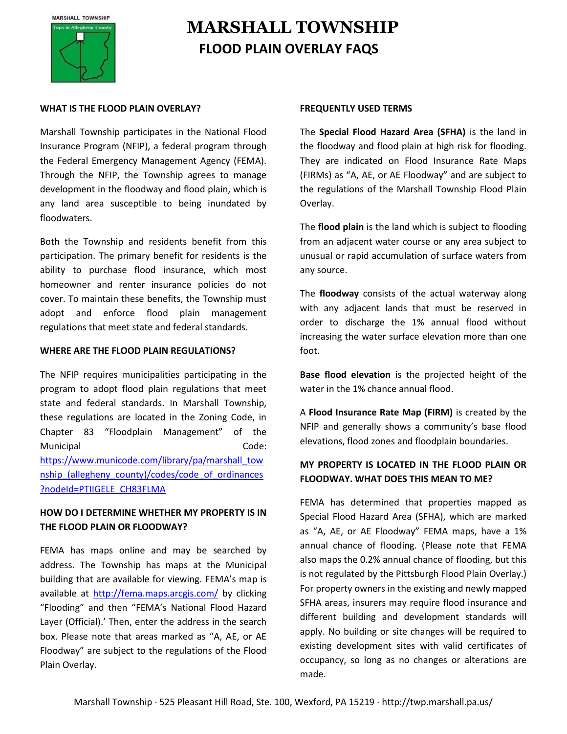# MARSHALL TOWNSHIP

## FLOOD PLAIN OVERLAY FAQS

**WHAT IS THE FLOOD PLAIN OVERLAY?**

Marshall Township participates in the National Flood Insurance Program (NFIP), a federal program through the Federal Emergency Management Agency (FEMA). Through the NFIP, the Township agrees to manage development in the floodway and flood plain, which is any land area susceptible to being inundated by floodwaters.

Both the Township and residents benefit from this participation. The primary benefit for residents is the ability to purchase flood insurance, which most homeowner and renter insurance policies do not cover. To maintain these benefits, the Township must adopt and enforce flood plain management regulations that meet state and federal standards.

**WHERE ARE THE FLOOD PLAIN REGULATIONS?**

The NFIP requires municipalities participating in the program to adopt flood plain regulations that meet state and federal standards. In Marshall Township, these regulations are located in the Zoning Code, in Chapter 83 "Floodplain Management" of the Municipal Code: https://www.municode.com/library/pa/marshall_township_(allegheny_county)/codes/code_of_ordinances?nodeId=PTIIGELE_CH83FLMA

**HOW DO I DETERMINE WHETHER MY PROPERTY IS IN THE FLOOD PLAIN OR FLOODWAY?**

FEMA has maps online and may be searched by address. The Township has maps at the Municipal building that are available for viewing. FEMA's map is available at http://fema.maps.arcgis.com/ by clicking "Flooding" and then "FEMA's National Flood Hazard Layer (Official).' Then, enter the address in the search box. Please note that areas marked as "A, AE, or AE Floodway" are subject to the regulations of the Flood Plain Overlay.

**FREQUENTLY USED TERMS**

The **Special Flood Hazard Area (SFHA)** is the land in the floodway and flood plain at high risk for flooding. They are indicated on Flood Insurance Rate Maps (FIRMs) as "A, AE, or AE Floodway" and are subject to the regulations of the Marshall Township Flood Plain Overlay.

The **flood plain** is the land which is subject to flooding from an adjacent water course or any area subject to unusual or rapid accumulation of surface waters from any source.

The **floodway** consists of the actual waterway along with any adjacent lands that must be reserved in order to discharge the 1% annual flood without increasing the water surface elevation more than one foot.

**Base flood elevation** is the projected height of the water in the 1% chance annual flood.

A **Flood Insurance Rate Map (FIRM)** is created by the NFIP and generally shows a community's base flood elevations, flood zones and floodplain boundaries.

**MY PROPERTY IS LOCATED IN THE FLOOD PLAIN OR FLOODWAY. WHAT DOES THIS MEAN TO ME?**

FEMA has determined that properties mapped as Special Flood Hazard Area (SFHA), which are marked as "A, AE, or AE Floodway" FEMA maps, have a 1% annual chance of flooding. (Please note that FEMA also maps the 0.2% annual chance of flooding, but this is not regulated by the Pittsburgh Flood Plain Overlay.) For property owners in the existing and newly mapped SFHA areas, insurers may require flood insurance and different building and development standards will apply. No building or site changes will be required to existing development sites with valid certificates of occupancy, so long as no changes or alterations are made.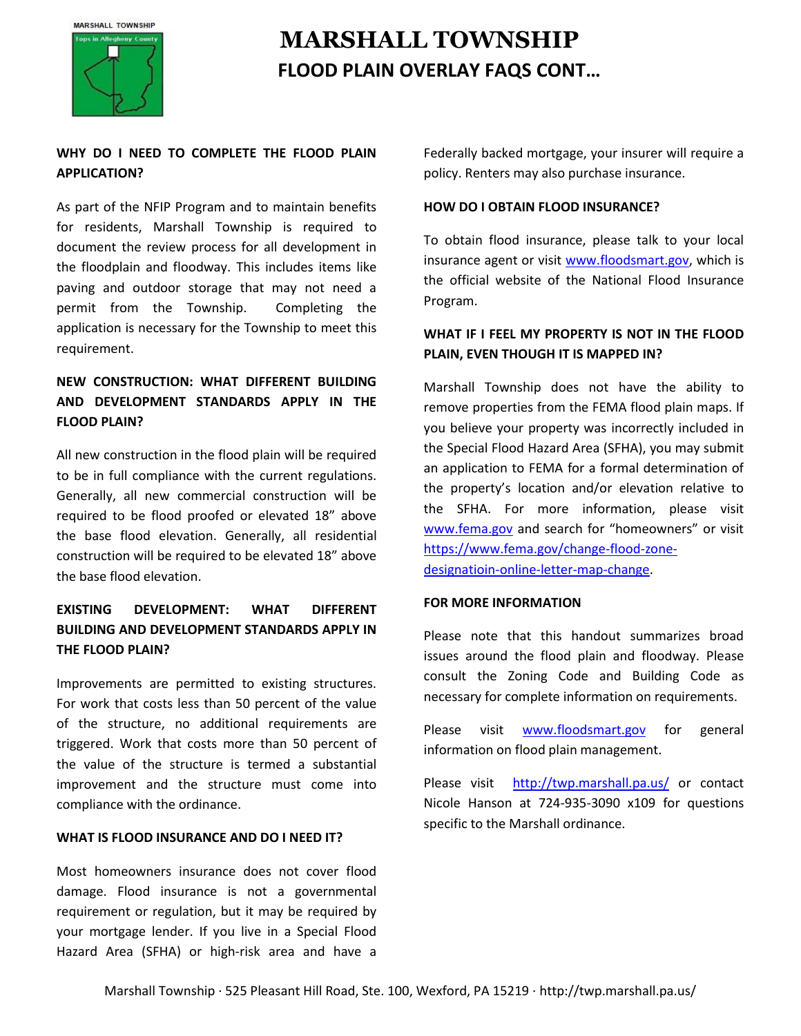# MARSHALL TOWNSHIP

## FLOOD PLAIN OVERLAY FAQS CONT…

**WHY DO I NEED TO COMPLETE THE FLOOD PLAIN APPLICATION?**

As part of the NFIP Program and to maintain benefits for residents, Marshall Township is required to document the review process for all development in the floodplain and floodway. This includes items like paving and outdoor storage that may not need a permit from the Township. Completing the application is necessary for the Township to meet this requirement.

**NEW CONSTRUCTION: WHAT DIFFERENT BUILDING AND DEVELOPMENT STANDARDS APPLY IN THE FLOOD PLAIN?**

All new construction in the flood plain will be required to be in full compliance with the current regulations. Generally, all new commercial construction will be required to be flood proofed or elevated 18" above the base flood elevation. Generally, all residential construction will be required to be elevated 18" above the base flood elevation.

**EXISTING DEVELOPMENT: WHAT DIFFERENT BUILDING AND DEVELOPMENT STANDARDS APPLY IN THE FLOOD PLAIN?**

Improvements are permitted to existing structures. For work that costs less than 50 percent of the value of the structure, no additional requirements are triggered. Work that costs more than 50 percent of the value of the structure is termed a substantial improvement and the structure must come into compliance with the ordinance.

**WHAT IS FLOOD INSURANCE AND DO I NEED IT?**

Most homeowners insurance does not cover flood damage. Flood insurance is not a governmental requirement or regulation, but it may be required by your mortgage lender. If you live in a Special Flood Hazard Area (SFHA) or high-risk area and have a Federally backed mortgage, your insurer will require a policy. Renters may also purchase insurance.

**HOW DO I OBTAIN FLOOD INSURANCE?**

To obtain flood insurance, please talk to your local insurance agent or visit www.floodsmart.gov, which is the official website of the National Flood Insurance Program.

**WHAT IF I FEEL MY PROPERTY IS NOT IN THE FLOOD PLAIN, EVEN THOUGH IT IS MAPPED IN?**

Marshall Township does not have the ability to remove properties from the FEMA flood plain maps. If you believe your property was incorrectly included in the Special Flood Hazard Area (SFHA), you may submit an application to FEMA for a formal determination of the property's location and/or elevation relative to the SFHA. For more information, please visit www.fema.gov and search for "homeowners" or visit https://www.fema.gov/change-flood-zone-designatioin-online-letter-map-change.

**FOR MORE INFORMATION**

Please note that this handout summarizes broad issues around the flood plain and floodway. Please consult the Zoning Code and Building Code as necessary for complete information on requirements.

Please visit www.floodsmart.gov for general information on flood plain management.

Please visit http://twp.marshall.pa.us/ or contact Nicole Hanson at 724-935-3090 x109 for questions specific to the Marshall ordinance.